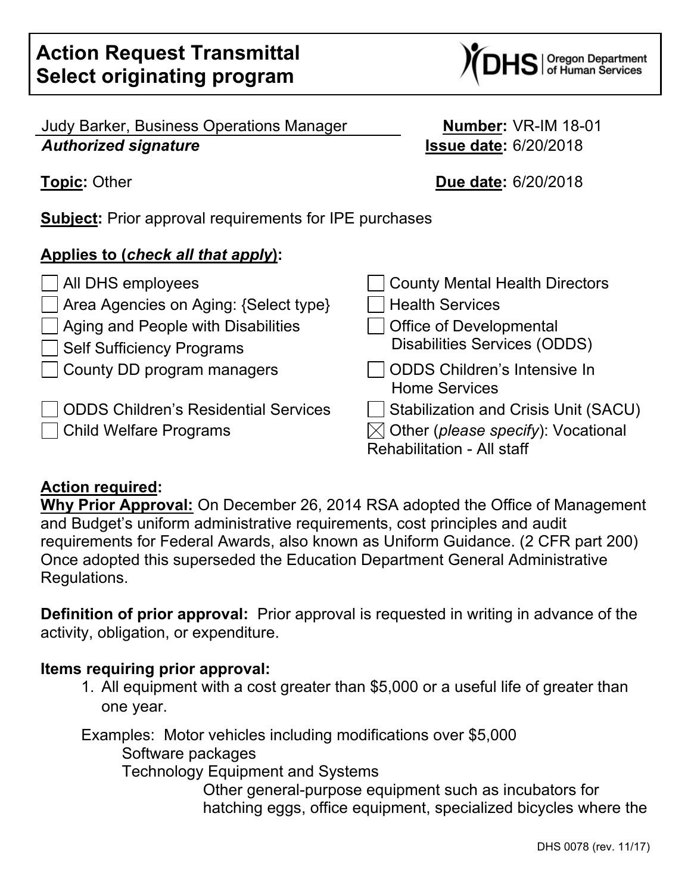# Action Request Transmittal
# Select originating program

Judy Barker, Business Operations Manager
***Authorized signature***

**Number:** VR-IM 18-01
**Issue date:** 6/20/2018

**Topic:** Other

**Due date:** 6/20/2018

**Subject:** Prior approval requirements for IPE purchases

**Applies to (*check all that apply*):**

- ☐ All DHS employees
- ☐ Area Agencies on Aging: {Select type}
- ☐ Aging and People with Disabilities
- ☐ Self Sufficiency Programs
- ☐ County DD program managers
- ☐ ODDS Children's Residential Services
- ☐ Child Welfare Programs
- ☐ County Mental Health Directors
- ☐ Health Services
- ☐ Office of Developmental Disabilities Services (ODDS)
- ☐ ODDS Children's Intensive In Home Services
- ☐ Stabilization and Crisis Unit (SACU)
- ☒ Other (*please specify*): Vocational Rehabilitation - All staff

**Action required:**

**Why Prior Approval:** On December 26, 2014 RSA adopted the Office of Management and Budget's uniform administrative requirements, cost principles and audit requirements for Federal Awards, also known as Uniform Guidance. (2 CFR part 200) Once adopted this superseded the Education Department General Administrative Regulations.

**Definition of prior approval:** Prior approval is requested in writing in advance of the activity, obligation, or expenditure.

**Items requiring prior approval:**

1. All equipment with a cost greater than $5,000 or a useful life of greater than one year.

Examples: Motor vehicles including modifications over $5,000
Software packages
Technology Equipment and Systems
Other general-purpose equipment such as incubators for hatching eggs, office equipment, specialized bicycles where the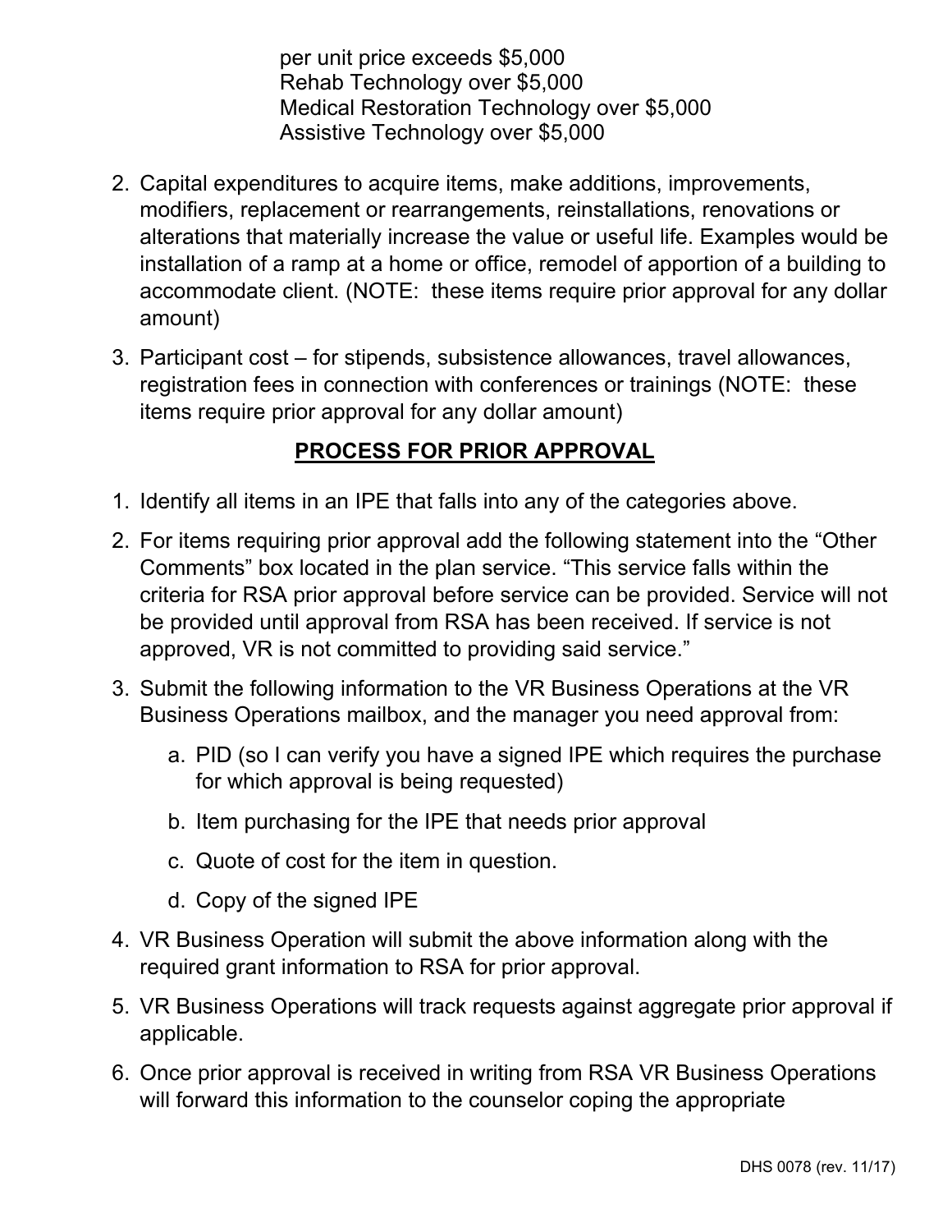per unit price exceeds $5,000
Rehab Technology over $5,000
Medical Restoration Technology over $5,000
Assistive Technology over $5,000

2. Capital expenditures to acquire items, make additions, improvements, modifiers, replacement or rearrangements, reinstallations, renovations or alterations that materially increase the value or useful life. Examples would be installation of a ramp at a home or office, remodel of apportion of a building to accommodate client. (NOTE: these items require prior approval for any dollar amount)
3. Participant cost – for stipends, subsistence allowances, travel allowances, registration fees in connection with conferences or trainings (NOTE: these items require prior approval for any dollar amount)

## PROCESS FOR PRIOR APPROVAL

1. Identify all items in an IPE that falls into any of the categories above.
2. For items requiring prior approval add the following statement into the "Other Comments" box located in the plan service. "This service falls within the criteria for RSA prior approval before service can be provided. Service will not be provided until approval from RSA has been received. If service is not approved, VR is not committed to providing said service."
3. Submit the following information to the VR Business Operations at the VR Business Operations mailbox, and the manager you need approval from:
   a. PID (so I can verify you have a signed IPE which requires the purchase for which approval is being requested)
   b. Item purchasing for the IPE that needs prior approval
   c. Quote of cost for the item in question.
   d. Copy of the signed IPE
4. VR Business Operation will submit the above information along with the required grant information to RSA for prior approval.
5. VR Business Operations will track requests against aggregate prior approval if applicable.
6. Once prior approval is received in writing from RSA VR Business Operations will forward this information to the counselor coping the appropriate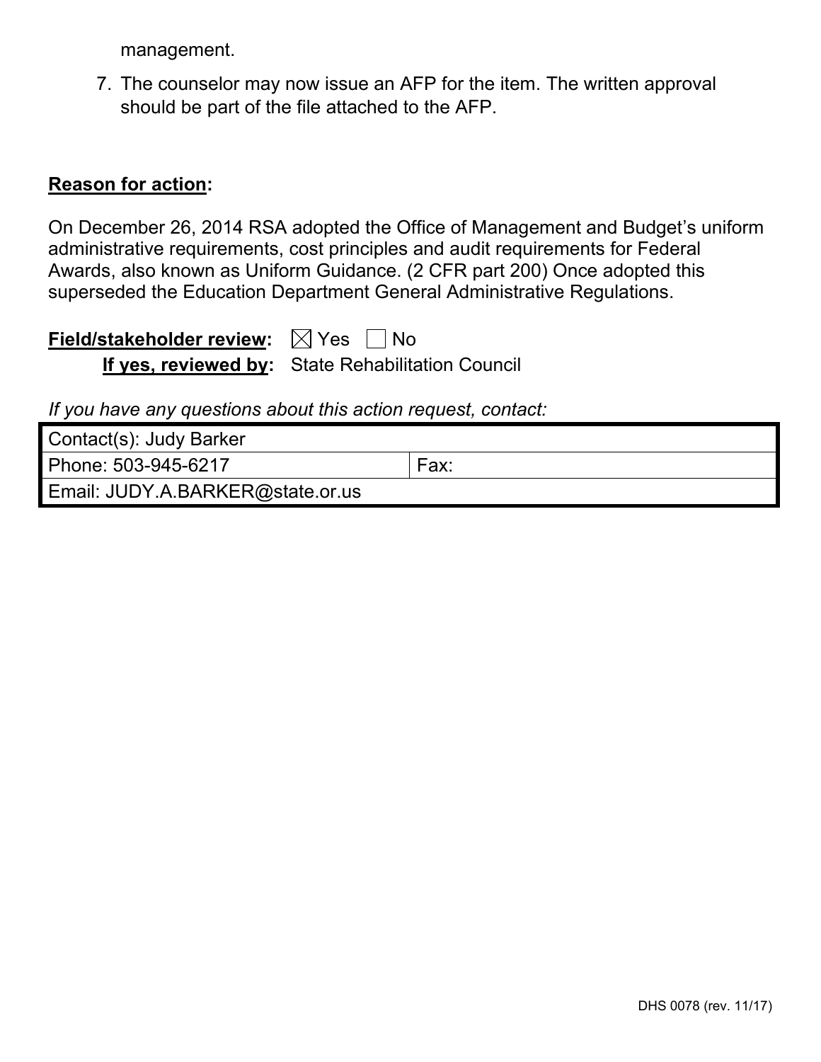management.

7. The counselor may now issue an AFP for the item. The written approval should be part of the file attached to the AFP.

**Reason for action:**

On December 26, 2014 RSA adopted the Office of Management and Budget's uniform administrative requirements, cost principles and audit requirements for Federal Awards, also known as Uniform Guidance. (2 CFR part 200) Once adopted this superseded the Education Department General Administrative Regulations.

**Field/stakeholder review:** ☒ Yes ☐ No

**If yes, reviewed by:** State Rehabilitation Council

*If you have any questions about this action request, contact:*

| | |
|---|---|
| Contact(s): Judy Barker | |
| Phone: 503-945-6217 | Fax: |
| Email: JUDY.A.BARKER@state.or.us | |

DHS 0078 (rev. 11/17)